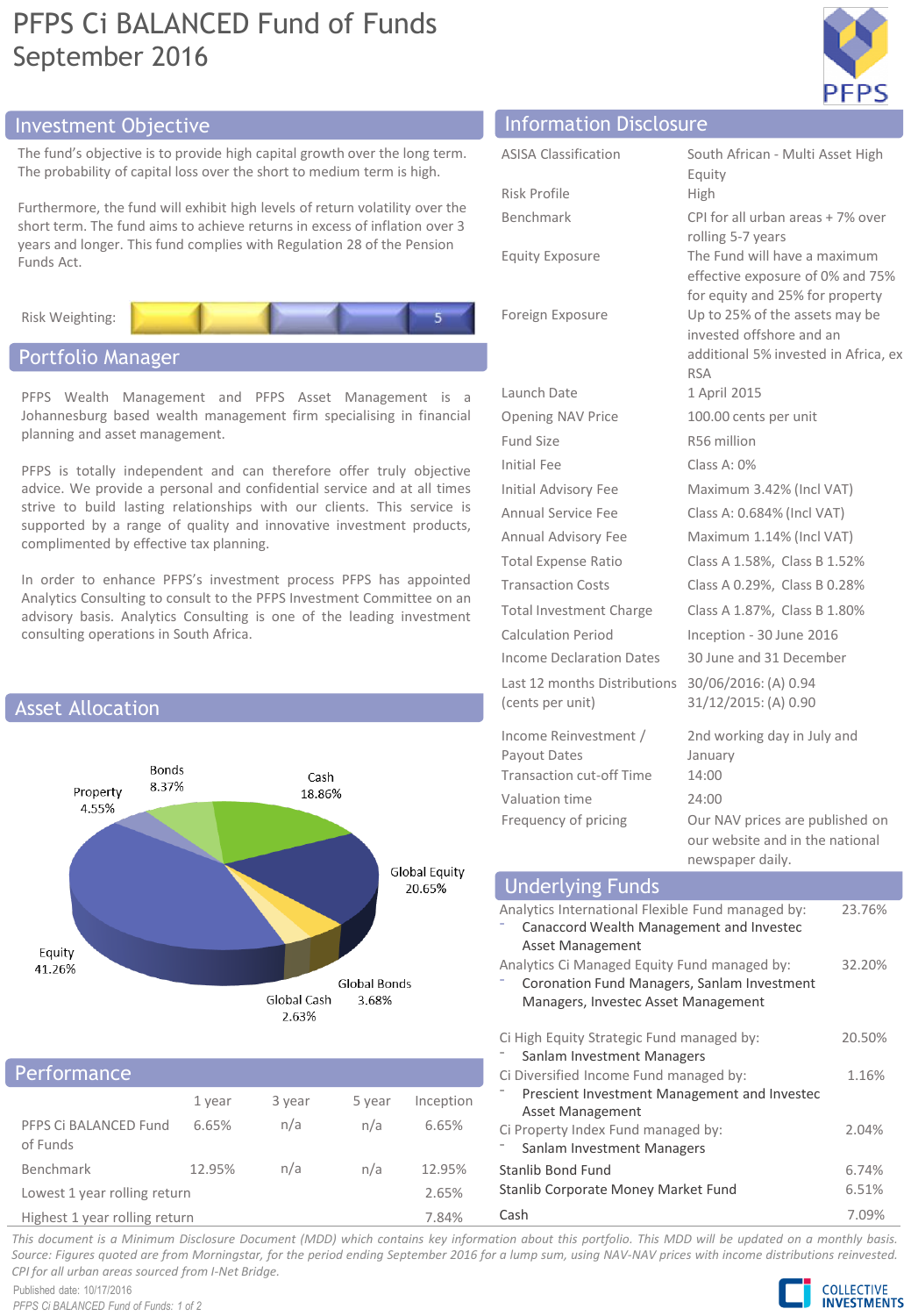# PFPS Ci BALANCED Fund of Funds
September 2016

## Investment Objective

The fund's objective is to provide high capital growth over the long term. The probability of capital loss over the short to medium term is high.

Furthermore, the fund will exhibit high levels of return volatility over the short term. The fund aims to achieve returns in excess of inflation over 3 years and longer. This fund complies with Regulation 28 of the Pension Funds Act.

Risk Weighting: 5

## Portfolio Manager

PFPS Wealth Management and PFPS Asset Management is a Johannesburg based wealth management firm specialising in financial planning and asset management.

PFPS is totally independent and can therefore offer truly objective advice. We provide a personal and confidential service and at all times strive to build lasting relationships with our clients. This service is supported by a range of quality and innovative investment products, complimented by effective tax planning.

In order to enhance PFPS's investment process PFPS has appointed Analytics Consulting to consult to the PFPS Investment Committee on an advisory basis. Analytics Consulting is one of the leading investment consulting operations in South Africa.

## Asset Allocation

| Asset | Allocation |
|---|---|
| Equity | 41.26% |
| Global Equity | 20.65% |
| Cash | 18.86% |
| Bonds | 8.37% |
| Property | 4.55% |
| Global Bonds | 3.68% |
| Global Cash | 2.63% |

## Performance

| | 1 year | 3 year | 5 year | Inception |
|---|---|---|---|---|
| PFPS Ci BALANCED Fund of Funds | 6.65% | n/a | n/a | 6.65% |
| Benchmark | 12.95% | n/a | n/a | 12.95% |
| Lowest 1 year rolling return | | | | 2.65% |
| Highest 1 year rolling return | | | | 7.84% |

## Information Disclosure

| | |
|---|---|
| ASISA Classification | South African - Multi Asset High Equity |
| Risk Profile | High |
| Benchmark | CPI for all urban areas + 7% over rolling 5-7 years |
| Equity Exposure | The Fund will have a maximum effective exposure of 0% and 75% for equity and 25% for property |
| Foreign Exposure | Up to 25% of the assets may be invested offshore and an additional 5% invested in Africa, ex RSA |
| Launch Date | 1 April 2015 |
| Opening NAV Price | 100.00 cents per unit |
| Fund Size | R56 million |
| Initial Fee | Class A: 0% |
| Initial Advisory Fee | Maximum 3.42% (Incl VAT) |
| Annual Service Fee | Class A: 0.684% (Incl VAT) |
| Annual Advisory Fee | Maximum 1.14% (Incl VAT) |
| Total Expense Ratio | Class A 1.58%, Class B 1.52% |
| Transaction Costs | Class A 0.29%, Class B 0.28% |
| Total Investment Charge | Class A 1.87%, Class B 1.80% |
| Calculation Period | Inception - 30 June 2016 |
| Income Declaration Dates | 30 June and 31 December |
| Last 12 months Distributions (cents per unit) | 30/06/2016: (A) 0.94<br>31/12/2015: (A) 0.90 |
| Income Reinvestment / Payout Dates | 2nd working day in July and January |
| Transaction cut-off Time | 14:00 |
| Valuation time | 24:00 |
| Frequency of pricing | Our NAV prices are published on our website and in the national newspaper daily. |

## Underlying Funds

| Fund | Weight |
|---|---|
| Analytics International Flexible Fund managed by:<br>- Canaccord Wealth Management and Investec Asset Management | 23.76% |
| Analytics Ci Managed Equity Fund managed by:<br>- Coronation Fund Managers, Sanlam Investment Managers, Investec Asset Management | 32.20% |
| Ci High Equity Strategic Fund managed by:<br>- Sanlam Investment Managers | 20.50% |
| Ci Diversified Income Fund managed by:<br>- Prescient Investment Management and Investec Asset Management | 1.16% |
| Ci Property Index Fund managed by:<br>- Sanlam Investment Managers | 2.04% |
| Stanlib Bond Fund | 6.74% |
| Stanlib Corporate Money Market Fund | 6.51% |
| Cash | 7.09% |

*This document is a Minimum Disclosure Document (MDD) which contains key information about this portfolio. This MDD will be updated on a monthly basis. Source: Figures quoted are from Morningstar, for the period ending September 2016 for a lump sum, using NAV-NAV prices with income distributions reinvested. CPI for all urban areas sourced from I-Net Bridge.*

Published date: 10/17/2016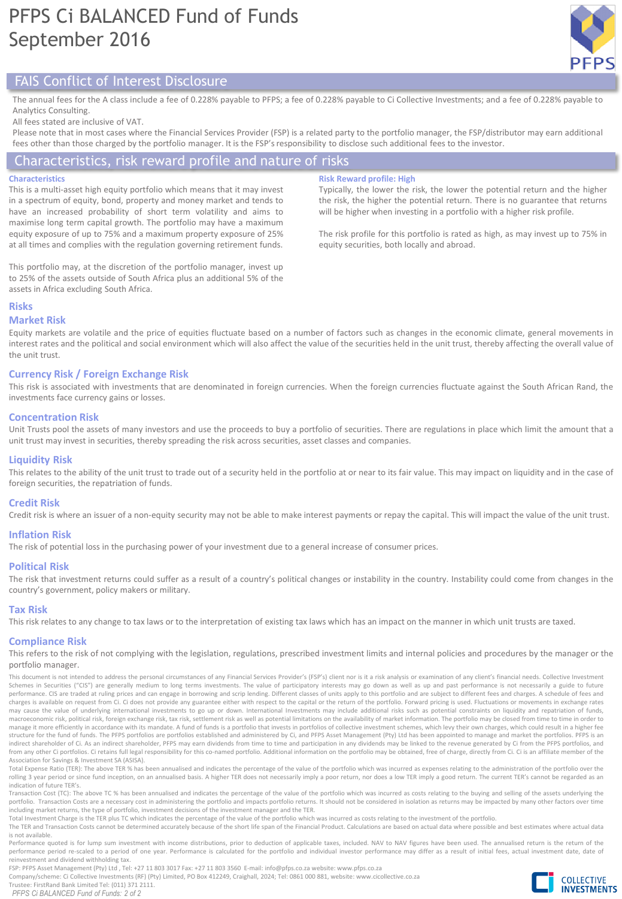# PFPS Ci BALANCED Fund of Funds
# September 2016

## FAIS Conflict of Interest Disclosure

The annual fees for the A class include a fee of 0.228% payable to PFPS; a fee of 0.228% payable to Ci Collective Investments; and a fee of 0.228% payable to Analytics Consulting.

All fees stated are inclusive of VAT.

Please note that in most cases where the Financial Services Provider (FSP) is a related party to the portfolio manager, the FSP/distributor may earn additional fees other than those charged by the portfolio manager. It is the FSP's responsibility to disclose such additional fees to the investor.

## Characteristics, risk reward profile and nature of risks

### Characteristics

This is a multi-asset high equity portfolio which means that it may invest in a spectrum of equity, bond, property and money market and tends to have an increased probability of short term volatility and aims to maximise long term capital growth. The portfolio may have a maximum equity exposure of up to 75% and a maximum property exposure of 25% at all times and complies with the regulation governing retirement funds.

This portfolio may, at the discretion of the portfolio manager, invest up to 25% of the assets outside of South Africa plus an additional 5% of the assets in Africa excluding South Africa.

### Risk Reward profile: High

Typically, the lower the risk, the lower the potential return and the higher the risk, the higher the potential return. There is no guarantee that returns will be higher when investing in a portfolio with a higher risk profile.

The risk profile for this portfolio is rated as high, as may invest up to 75% in equity securities, both locally and abroad.

### Risks

#### Market Risk

Equity markets are volatile and the price of equities fluctuate based on a number of factors such as changes in the economic climate, general movements in interest rates and the political and social environment which will also affect the value of the securities held in the unit trust, thereby affecting the overall value of the unit trust.

#### Currency Risk / Foreign Exchange Risk

This risk is associated with investments that are denominated in foreign currencies. When the foreign currencies fluctuate against the South African Rand, the investments face currency gains or losses.

#### Concentration Risk

Unit Trusts pool the assets of many investors and use the proceeds to buy a portfolio of securities. There are regulations in place which limit the amount that a unit trust may invest in securities, thereby spreading the risk across securities, asset classes and companies.

#### Liquidity Risk

This relates to the ability of the unit trust to trade out of a security held in the portfolio at or near to its fair value. This may impact on liquidity and in the case of foreign securities, the repatriation of funds.

#### Credit Risk

Credit risk is where an issuer of a non-equity security may not be able to make interest payments or repay the capital. This will impact the value of the unit trust.

#### Inflation Risk

The risk of potential loss in the purchasing power of your investment due to a general increase of consumer prices.

#### Political Risk

The risk that investment returns could suffer as a result of a country's political changes or instability in the country. Instability could come from changes in the country's government, policy makers or military.

#### Tax Risk

This risk relates to any change to tax laws or to the interpretation of existing tax laws which has an impact on the manner in which unit trusts are taxed.

#### Compliance Risk

This refers to the risk of not complying with the legislation, regulations, prescribed investment limits and internal policies and procedures by the manager or the portfolio manager.

This document is not intended to address the personal circumstances of any Financial Services Provider's (FSP's) client nor is it a risk analysis or examination of any client's financial needs. Collective Investment Schemes in Securities ("CIS") are generally medium to long terms investments. The value of participatory interests may go down as well as up and past performance is not necessarily a guide to future performance. CIS are traded at ruling prices and can engage in borrowing and scrip lending. Different classes of units apply to this portfolio and are subject to different fees and charges. A schedule of fees and charges is available on request from Ci. Ci does not provide any guarantee either with respect to the capital or the return of the portfolio. Forward pricing is used. Fluctuations or movements in exchange rates may cause the value of underlying international investments to go up or down. International Investments may include additional risks such as potential constraints on liquidity and repatriation of funds, macroeconomic risk, political risk, foreign exchange risk, tax risk, settlement risk as well as potential limitations on the availability of market information. The portfolio may be closed from time to time in order to manage it more efficiently in accordance with its mandate. A fund of funds is a portfolio that invests in portfolios of collective investment schemes, which levy their own charges, which could result in a higher fee structure for the fund of funds. The PFPS portfolios are portfolios established and administered by Ci, and PFPS Asset Management (Pty) Ltd has been appointed to manage and market the portfolios. PFPS is an indirect shareholder of Ci. As an indirect shareholder, PFPS may earn dividends from time to time and participation in any dividends may be linked to the revenue generated by Ci from the PFPS portfolios, and from any other Ci portfolios. Ci retains full legal responsibility for this co-named portfolio. Additional information on the portfolio may be obtained, free of charge, directly from Ci. Ci is an affiliate member of the Association for Savings & Investment SA (ASISA).

Total Expense Ratio (TER): The above TER % has been annualised and indicates the percentage of the value of the portfolio which was incurred as expenses relating to the administration of the portfolio over the rolling 3 year period or since fund inception, on an annualised basis. A higher TER does not necessarily imply a poor return, nor does a low TER imply a good return. The current TER's cannot be regarded as an indication of future TER's.

Transaction Cost (TC): The above TC % has been annualised and indicates the percentage of the value of the portfolio which was incurred as costs relating to the buying and selling of the assets underlying the portfolio. Transaction Costs are a necessary cost in administering the portfolio and impacts portfolio returns. It should not be considered in isolation as returns may be impacted by many other factors over time including market returns, the type of portfolio, investment decisions of the investment manager and the TER.

Total Investment Charge is the TER plus TC which indicates the percentage of the value of the portfolio which was incurred as costs relating to the investment of the portfolio.

The TER and Transaction Costs cannot be determined accurately because of the short life span of the Financial Product. Calculations are based on actual data where possible and best estimates where actual data is not available.

Performance quoted is for lump sum investment with income distributions, prior to deduction of applicable taxes, included. NAV to NAV figures have been used. The annualised return is the return of the performance period re-scaled to a period of one year. Performance is calculated for the portfolio and individual investor performance may differ as a result of initial fees, actual investment date, date of reinvestment and dividend withholding tax.

FSP: PFPS Asset Management (Pty) Ltd , Tel: +27 11 803 3017 Fax: +27 11 803 3560 E-mail: info@pfps.co.za website: www.pfps.co.za

Company/scheme: Ci Collective Investments (RF) (Pty) Limited, PO Box 412249, Craighall, 2024; Tel: 0861 000 881, website: www.cicollective.co.za

Trustee: FirstRand Bank Limited Tel: (011) 371 2111.